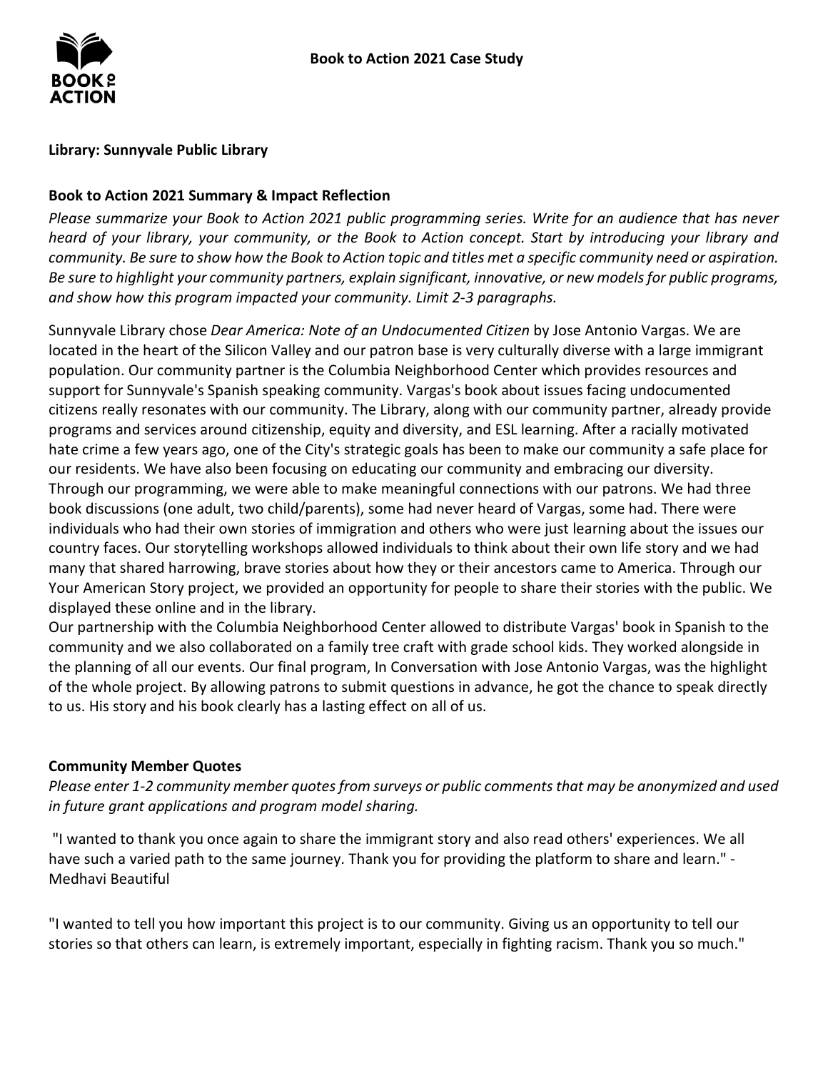# Book to Action 2021 Case Study

**Library: Sunnyvale Public Library**

## Book to Action 2021 Summary & Impact Reflection

*Please summarize your Book to Action 2021 public programming series. Write for an audience that has never heard of your library, your community, or the Book to Action concept. Start by introducing your library and community. Be sure to show how the Book to Action topic and titles met a specific community need or aspiration. Be sure to highlight your community partners, explain significant, innovative, or new models for public programs, and show how this program impacted your community. Limit 2-3 paragraphs.*

Sunnyvale Library chose *Dear America: Note of an Undocumented Citizen* by Jose Antonio Vargas. We are located in the heart of the Silicon Valley and our patron base is very culturally diverse with a large immigrant population. Our community partner is the Columbia Neighborhood Center which provides resources and support for Sunnyvale's Spanish speaking community. Vargas's book about issues facing undocumented citizens really resonates with our community. The Library, along with our community partner, already provide programs and services around citizenship, equity and diversity, and ESL learning. After a racially motivated hate crime a few years ago, one of the City's strategic goals has been to make our community a safe place for our residents. We have also been focusing on educating our community and embracing our diversity. Through our programming, we were able to make meaningful connections with our patrons. We had three book discussions (one adult, two child/parents), some had never heard of Vargas, some had. There were individuals who had their own stories of immigration and others who were just learning about the issues our country faces. Our storytelling workshops allowed individuals to think about their own life story and we had many that shared harrowing, brave stories about how they or their ancestors came to America. Through our Your American Story project, we provided an opportunity for people to share their stories with the public. We displayed these online and in the library.

Our partnership with the Columbia Neighborhood Center allowed to distribute Vargas' book in Spanish to the community and we also collaborated on a family tree craft with grade school kids. They worked alongside in the planning of all our events. Our final program, In Conversation with Jose Antonio Vargas, was the highlight of the whole project. By allowing patrons to submit questions in advance, he got the chance to speak directly to us. His story and his book clearly has a lasting effect on all of us.

## Community Member Quotes

*Please enter 1-2 community member quotes from surveys or public comments that may be anonymized and used in future grant applications and program model sharing.*

"I wanted to thank you once again to share the immigrant story and also read others' experiences. We all have such a varied path to the same journey. Thank you for providing the platform to share and learn." - Medhavi Beautiful

"I wanted to tell you how important this project is to our community. Giving us an opportunity to tell our stories so that others can learn, is extremely important, especially in fighting racism. Thank you so much."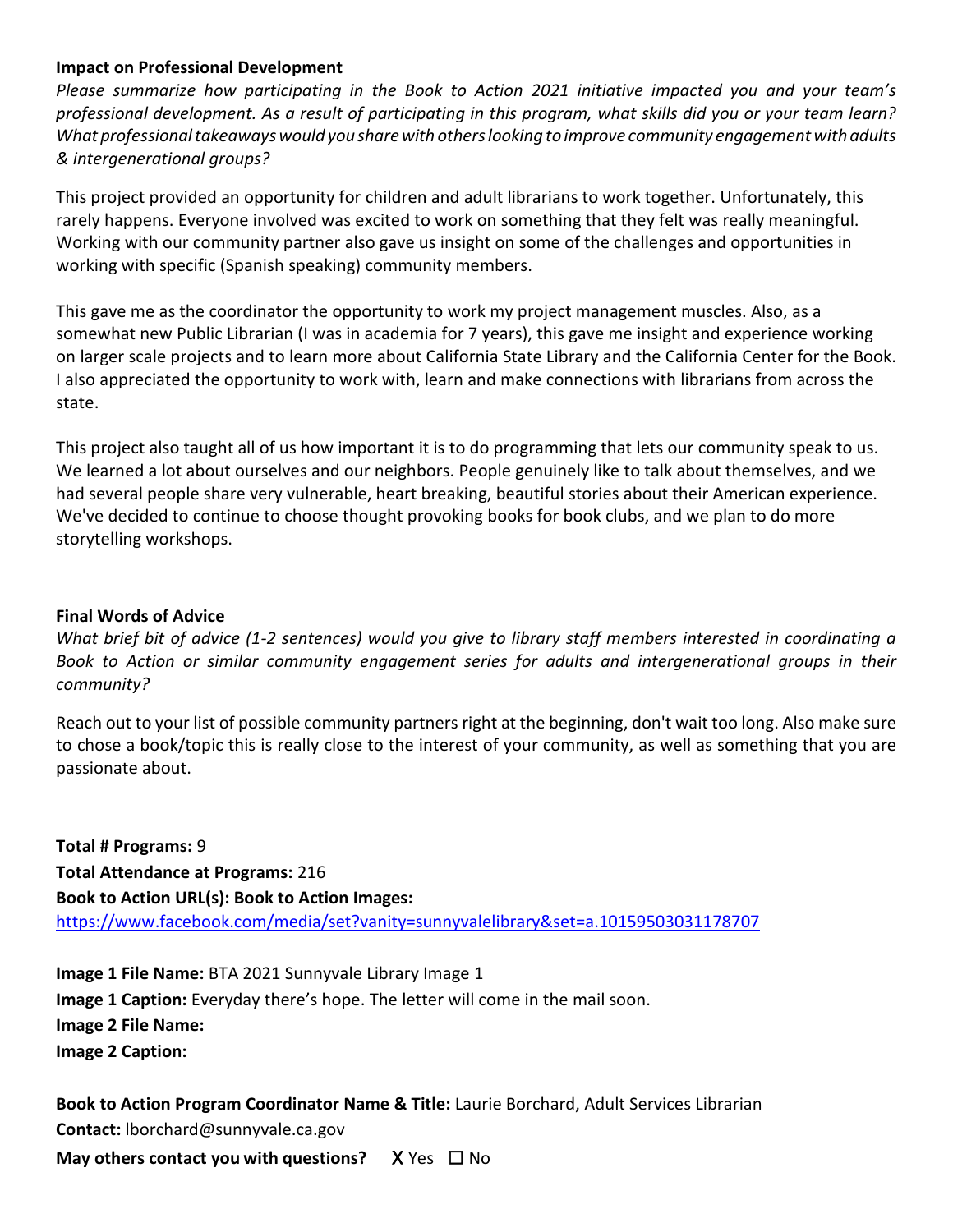**Impact on Professional Development**

*Please summarize how participating in the Book to Action 2021 initiative impacted you and your team's professional development. As a result of participating in this program, what skills did you or your team learn? What professional takeaways would you share with others looking to improve community engagement with adults & intergenerational groups?*

This project provided an opportunity for children and adult librarians to work together. Unfortunately, this rarely happens. Everyone involved was excited to work on something that they felt was really meaningful. Working with our community partner also gave us insight on some of the challenges and opportunities in working with specific (Spanish speaking) community members.

This gave me as the coordinator the opportunity to work my project management muscles. Also, as a somewhat new Public Librarian (I was in academia for 7 years), this gave me insight and experience working on larger scale projects and to learn more about California State Library and the California Center for the Book. I also appreciated the opportunity to work with, learn and make connections with librarians from across the state.

This project also taught all of us how important it is to do programming that lets our community speak to us. We learned a lot about ourselves and our neighbors. People genuinely like to talk about themselves, and we had several people share very vulnerable, heart breaking, beautiful stories about their American experience. We've decided to continue to choose thought provoking books for book clubs, and we plan to do more storytelling workshops.

**Final Words of Advice**

*What brief bit of advice (1-2 sentences) would you give to library staff members interested in coordinating a Book to Action or similar community engagement series for adults and intergenerational groups in their community?*

Reach out to your list of possible community partners right at the beginning, don't wait too long. Also make sure to chose a book/topic this is really close to the interest of your community, as well as something that you are passionate about.

**Total # Programs:** 9
**Total Attendance at Programs:** 216
**Book to Action URL(s): Book to Action Images:**
https://www.facebook.com/media/set?vanity=sunnyvalelibrary&set=a.10159503031178707

**Image 1 File Name:** BTA 2021 Sunnyvale Library Image 1
**Image 1 Caption:** Everyday there's hope. The letter will come in the mail soon.
**Image 2 File Name:**
**Image 2 Caption:**

**Book to Action Program Coordinator Name & Title:** Laurie Borchard, Adult Services Librarian
**Contact:** lborchard@sunnyvale.ca.gov
**May others contact you with questions?** X Yes ☐ No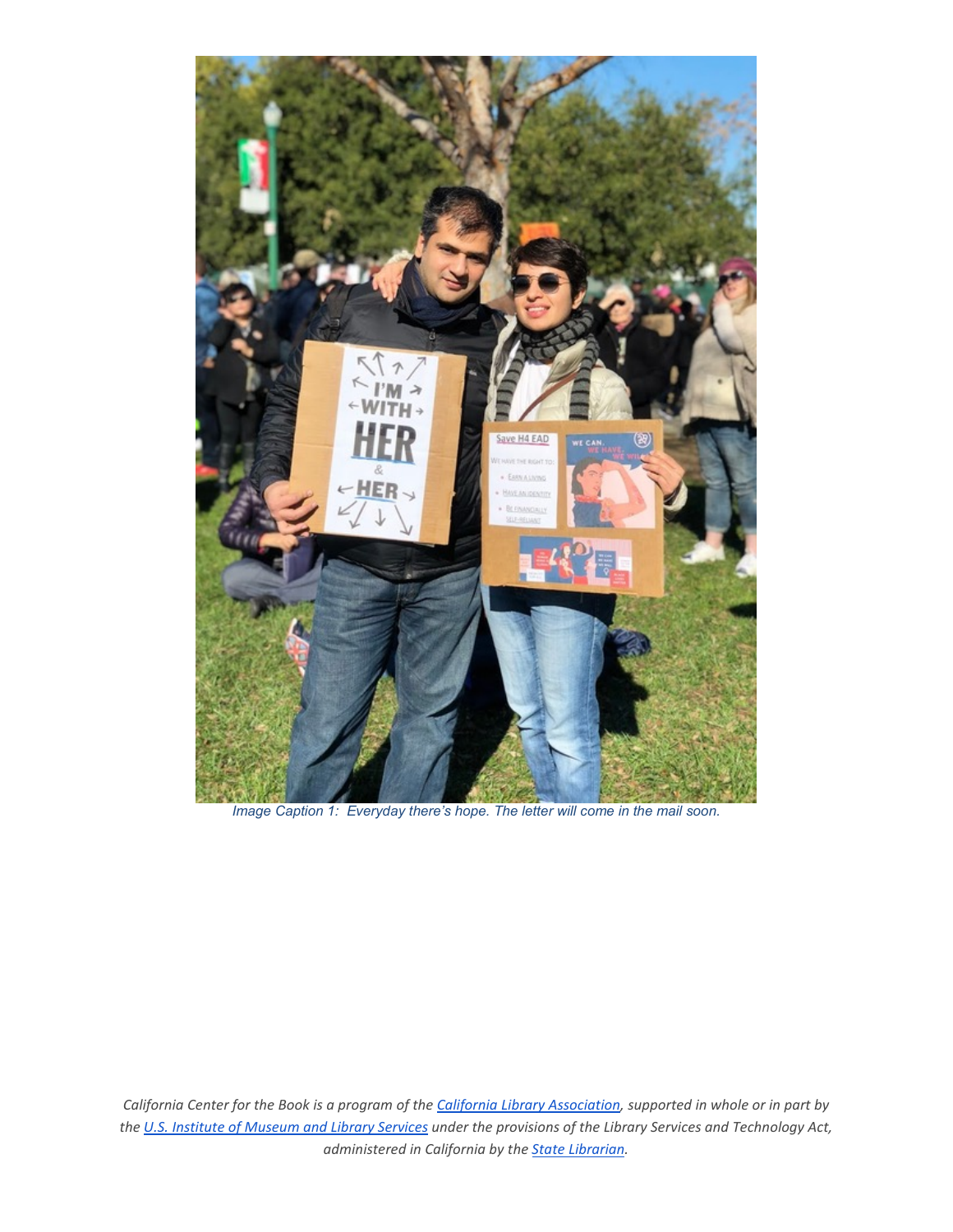*Image Caption 1: Everyday there's hope. The letter will come in the mail soon.*

*California Center for the Book is a program of the [California Library Association](), supported in whole or in part by the [U.S. Institute of Museum and Library Services]() under the provisions of the Library Services and Technology Act, administered in California by the [State Librarian]().*